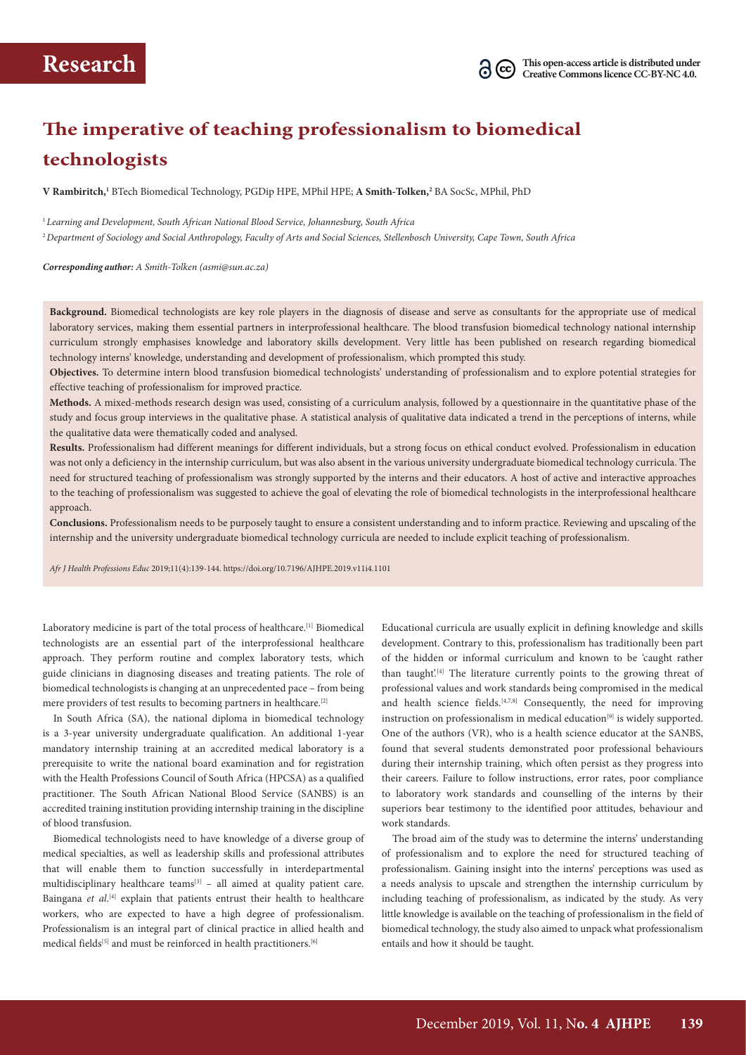# Research

This open-access article is distributed under Creative Commons licence CC-BY-NC 4.0.

# The imperative of teaching professionalism to biomedical technologists

**V Rambiritch,[1]** BTech Biomedical Technology, PGDip HPE, MPhil HPE; **A Smith-Tolken,[2]** BA SocSc, MPhil, PhD

[1] *Learning and Development, South African National Blood Service, Johannesburg, South Africa*

[2] *Department of Sociology and Social Anthropology, Faculty of Arts and Social Sciences, Stellenbosch University, Cape Town, South Africa*

***Corresponding author:** A Smith-Tolken (asmi@sun.ac.za)*

**Background.** Biomedical technologists are key role players in the diagnosis of disease and serve as consultants for the appropriate use of medical laboratory services, making them essential partners in interprofessional healthcare. The blood transfusion biomedical technology national internship curriculum strongly emphasises knowledge and laboratory skills development. Very little has been published on research regarding biomedical technology interns' knowledge, understanding and development of professionalism, which prompted this study.

**Objectives.** To determine intern blood transfusion biomedical technologists' understanding of professionalism and to explore potential strategies for effective teaching of professionalism for improved practice.

**Methods.** A mixed-methods research design was used, consisting of a curriculum analysis, followed by a questionnaire in the quantitative phase of the study and focus group interviews in the qualitative phase. A statistical analysis of qualitative data indicated a trend in the perceptions of interns, while the qualitative data were thematically coded and analysed.

**Results.** Professionalism had different meanings for different individuals, but a strong focus on ethical conduct evolved. Professionalism in education was not only a deficiency in the internship curriculum, but was also absent in the various university undergraduate biomedical technology curricula. The need for structured teaching of professionalism was strongly supported by the interns and their educators. A host of active and interactive approaches to the teaching of professionalism was suggested to achieve the goal of elevating the role of biomedical technologists in the interprofessional healthcare approach.

**Conclusions.** Professionalism needs to be purposely taught to ensure a consistent understanding and to inform practice. Reviewing and upscaling of the internship and the university undergraduate biomedical technology curricula are needed to include explicit teaching of professionalism.

*Afr J Health Professions Educ* 2019;11(4):139-144. https://doi.org/10.7196/AJHPE.2019.v11i4.1101

Laboratory medicine is part of the total process of healthcare.[1] Biomedical technologists are an essential part of the interprofessional healthcare approach. They perform routine and complex laboratory tests, which guide clinicians in diagnosing diseases and treating patients. The role of biomedical technologists is changing at an unprecedented pace – from being mere providers of test results to becoming partners in healthcare.[2]

In South Africa (SA), the national diploma in biomedical technology is a 3-year university undergraduate qualification. An additional 1-year mandatory internship training at an accredited medical laboratory is a prerequisite to write the national board examination and for registration with the Health Professions Council of South Africa (HPCSA) as a qualified practitioner. The South African National Blood Service (SANBS) is an accredited training institution providing internship training in the discipline of blood transfusion.

Biomedical technologists need to have knowledge of a diverse group of medical specialties, as well as leadership skills and professional attributes that will enable them to function successfully in interdepartmental multidisciplinary healthcare teams[3] – all aimed at quality patient care. Baingana *et al*.[4] explain that patients entrust their health to healthcare workers, who are expected to have a high degree of professionalism. Professionalism is an integral part of clinical practice in allied health and medical fields[5] and must be reinforced in health practitioners.[6]

Educational curricula are usually explicit in defining knowledge and skills development. Contrary to this, professionalism has traditionally been part of the hidden or informal curriculum and known to be 'caught rather than taught'.[4] The literature currently points to the growing threat of professional values and work standards being compromised in the medical and health science fields.[4,7,8] Consequently, the need for improving instruction on professionalism in medical education[9] is widely supported. One of the authors (VR), who is a health science educator at the SANBS, found that several students demonstrated poor professional behaviours during their internship training, which often persist as they progress into their careers. Failure to follow instructions, error rates, poor compliance to laboratory work standards and counselling of the interns by their superiors bear testimony to the identified poor attitudes, behaviour and work standards.

The broad aim of the study was to determine the interns' understanding of professionalism and to explore the need for structured teaching of professionalism. Gaining insight into the interns' perceptions was used as a needs analysis to upscale and strengthen the internship curriculum by including teaching of professionalism, as indicated by the study. As very little knowledge is available on the teaching of professionalism in the field of biomedical technology, the study also aimed to unpack what professionalism entails and how it should be taught.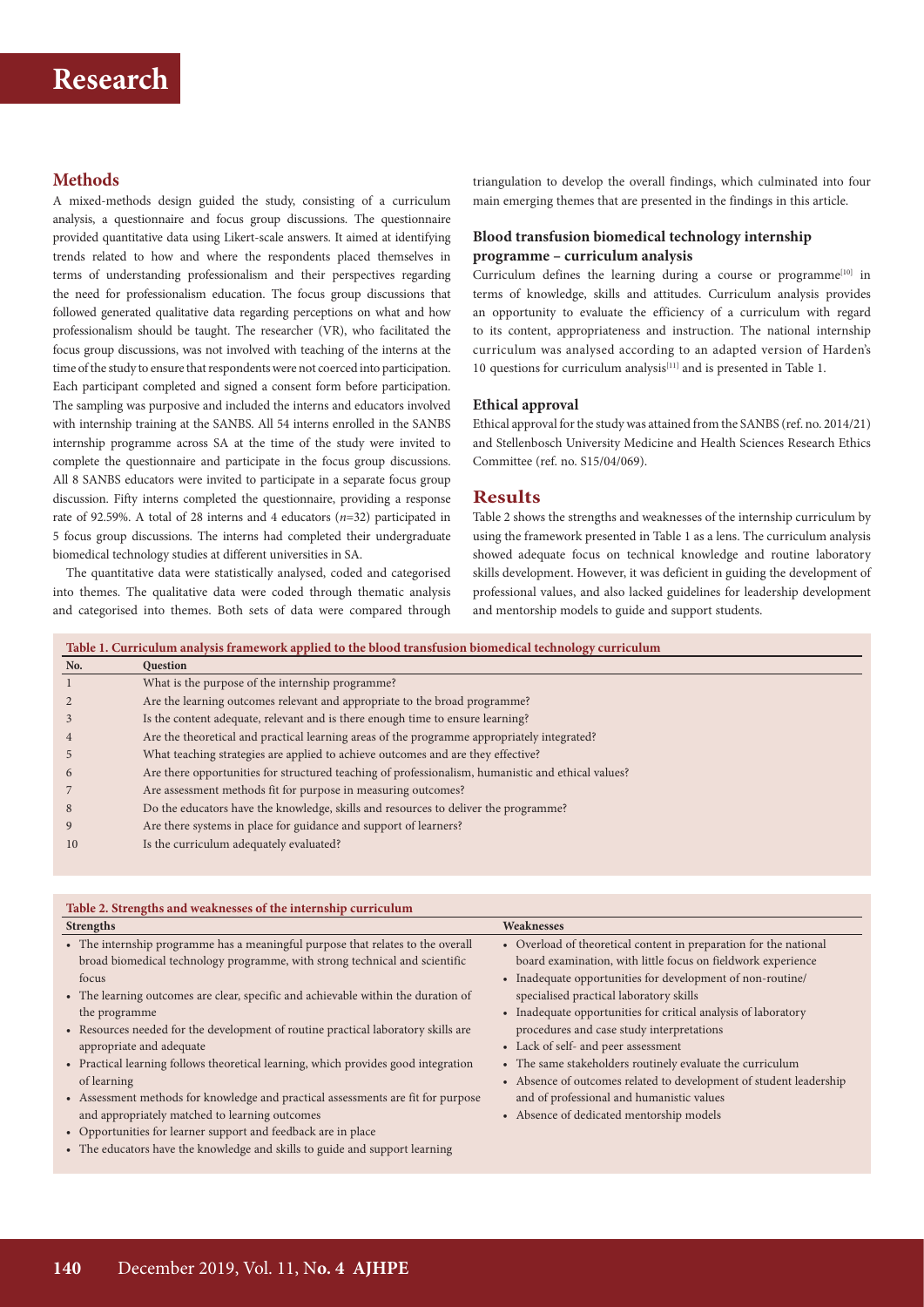## Methods

A mixed-methods design guided the study, consisting of a curriculum analysis, a questionnaire and focus group discussions. The questionnaire provided quantitative data using Likert-scale answers. It aimed at identifying trends related to how and where the respondents placed themselves in terms of understanding professionalism and their perspectives regarding the need for professionalism education. The focus group discussions that followed generated qualitative data regarding perceptions on what and how professionalism should be taught. The researcher (VR), who facilitated the focus group discussions, was not involved with teaching of the interns at the time of the study to ensure that respondents were not coerced into participation. Each participant completed and signed a consent form before participation. The sampling was purposive and included the interns and educators involved with internship training at the SANBS. All 54 interns enrolled in the SANBS internship programme across SA at the time of the study were invited to complete the questionnaire and participate in the focus group discussions. All 8 SANBS educators were invited to participate in a separate focus group discussion. Fifty interns completed the questionnaire, providing a response rate of 92.59%. A total of 28 interns and 4 educators ($n$=32) participated in 5 focus group discussions. The interns had completed their undergraduate biomedical technology studies at different universities in SA.

The quantitative data were statistically analysed, coded and categorised into themes. The qualitative data were coded through thematic analysis and categorised into themes. Both sets of data were compared through triangulation to develop the overall findings, which culminated into four main emerging themes that are presented in the findings in this article.

### Blood transfusion biomedical technology internship programme – curriculum analysis

Curriculum defines the learning during a course or programme[10] in terms of knowledge, skills and attitudes. Curriculum analysis provides an opportunity to evaluate the efficiency of a curriculum with regard to its content, appropriateness and instruction. The national internship curriculum was analysed according to an adapted version of Harden's 10 questions for curriculum analysis[11] and is presented in Table 1.

### Ethical approval

Ethical approval for the study was attained from the SANBS (ref. no. 2014/21) and Stellenbosch University Medicine and Health Sciences Research Ethics Committee (ref. no. S15/04/069).

## Results

Table 2 shows the strengths and weaknesses of the internship curriculum by using the framework presented in Table 1 as a lens. The curriculum analysis showed adequate focus on technical knowledge and routine laboratory skills development. However, it was deficient in guiding the development of professional values, and also lacked guidelines for leadership development and mentorship models to guide and support students.

**Table 1. Curriculum analysis framework applied to the blood transfusion biomedical technology curriculum**

| No. | Question |
|---|---|
| 1 | What is the purpose of the internship programme? |
| 2 | Are the learning outcomes relevant and appropriate to the broad programme? |
| 3 | Is the content adequate, relevant and is there enough time to ensure learning? |
| 4 | Are the theoretical and practical learning areas of the programme appropriately integrated? |
| 5 | What teaching strategies are applied to achieve outcomes and are they effective? |
| 6 | Are there opportunities for structured teaching of professionalism, humanistic and ethical values? |
| 7 | Are assessment methods fit for purpose in measuring outcomes? |
| 8 | Do the educators have the knowledge, skills and resources to deliver the programme? |
| 9 | Are there systems in place for guidance and support of learners? |
| 10 | Is the curriculum adequately evaluated? |

**Table 2. Strengths and weaknesses of the internship curriculum**

| Strengths | Weaknesses |
|---|---|
| • The internship programme has a meaningful purpose that relates to the overall broad biomedical technology programme, with strong technical and scientific focus<br>• The learning outcomes are clear, specific and achievable within the duration of the programme<br>• Resources needed for the development of routine practical laboratory skills are appropriate and adequate<br>• Practical learning follows theoretical learning, which provides good integration of learning<br>• Assessment methods for knowledge and practical assessments are fit for purpose and appropriately matched to learning outcomes<br>• Opportunities for learner support and feedback are in place<br>• The educators have the knowledge and skills to guide and support learning | • Overload of theoretical content in preparation for the national board examination, with little focus on fieldwork experience<br>• Inadequate opportunities for development of non-routine/specialised practical laboratory skills<br>• Inadequate opportunities for critical analysis of laboratory procedures and case study interpretations<br>• Lack of self- and peer assessment<br>• The same stakeholders routinely evaluate the curriculum<br>• Absence of outcomes related to development of student leadership and of professional and humanistic values<br>• Absence of dedicated mentorship models |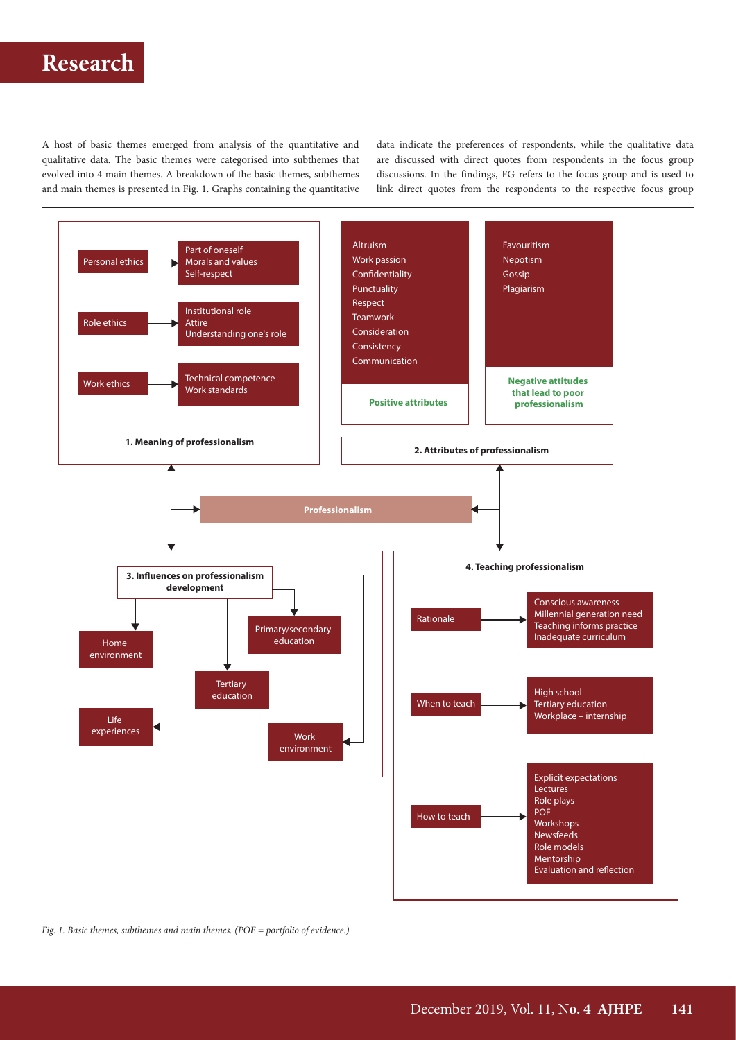A host of basic themes emerged from analysis of the quantitative and qualitative data. The basic themes were categorised into subthemes that evolved into 4 main themes. A breakdown of the basic themes, subthemes and main themes is presented in Fig. 1. Graphs containing the quantitative data indicate the preferences of respondents, while the qualitative data are discussed with direct quotes from respondents in the focus group discussions. In the findings, FG refers to the focus group and is used to link direct quotes from the respondents to the respective focus group

**Professionalism**

**1. Meaning of professionalism**

- Personal ethics → Part of oneself; Morals and values; Self-respect
- Role ethics → Institutional role; Attire; Understanding one's role
- Work ethics → Technical competence; Work standards

**2. Attributes of professionalism**

- Positive attributes: Altruism; Work passion; Confidentiality; Punctuality; Respect; Teamwork; Consideration; Consistency; Communication
- Negative attitudes that lead to poor professionalism: Favouritism; Nepotism; Gossip; Plagiarism

**3. Influences on professionalism development**

- Home environment
- Primary/secondary education
- Tertiary education
- Life experiences
- Work environment

**4. Teaching professionalism**

- Rationale → Conscious awareness; Millennial generation need; Teaching informs practice; Inadequate curriculum
- When to teach → High school; Tertiary education; Workplace – internship
- How to teach → Explicit expectations; Lectures; Role plays; POE; Workshops; Newsfeeds; Role models; Mentorship; Evaluation and reflection

*Fig. 1. Basic themes, subthemes and main themes. (POE = portfolio of evidence.)*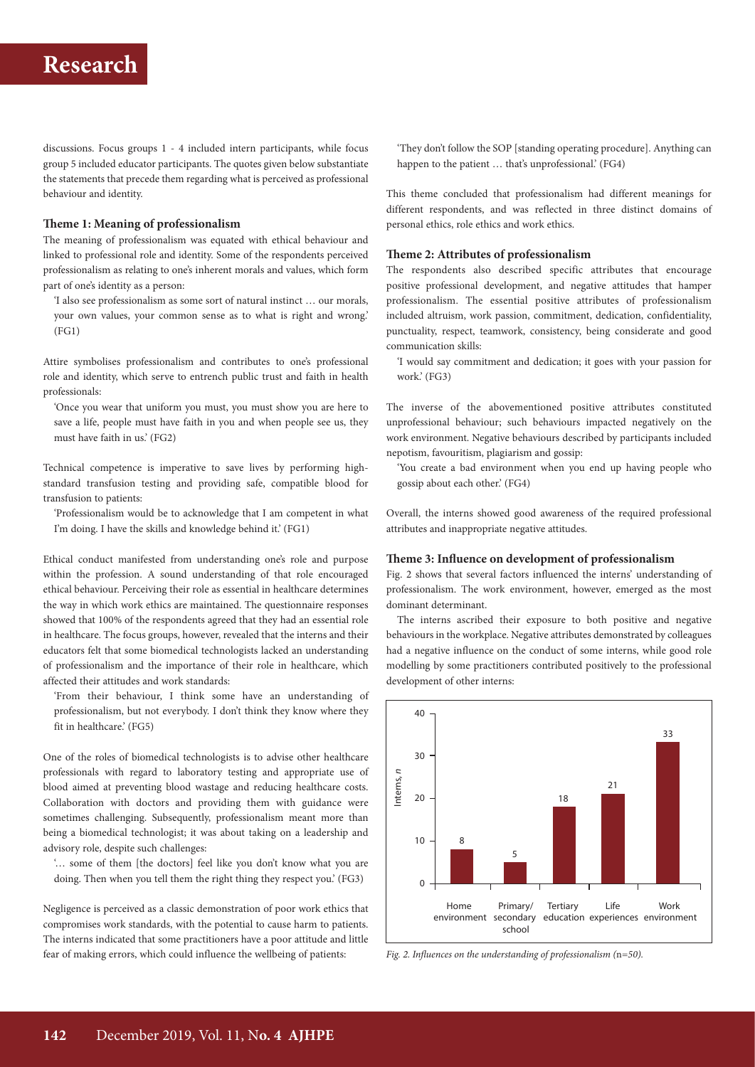discussions. Focus groups 1 - 4 included intern participants, while focus group 5 included educator participants. The quotes given below substantiate the statements that precede them regarding what is perceived as professional behaviour and identity.

### Theme 1: Meaning of professionalism

The meaning of professionalism was equated with ethical behaviour and linked to professional role and identity. Some of the respondents perceived professionalism as relating to one's inherent morals and values, which form part of one's identity as a person:

'I also see professionalism as some sort of natural instinct … our morals, your own values, your common sense as to what is right and wrong.' (FG1)

Attire symbolises professionalism and contributes to one's professional role and identity, which serve to entrench public trust and faith in health professionals:

'Once you wear that uniform you must, you must show you are here to save a life, people must have faith in you and when people see us, they must have faith in us.' (FG2)

Technical competence is imperative to save lives by performing high-standard transfusion testing and providing safe, compatible blood for transfusion to patients:

'Professionalism would be to acknowledge that I am competent in what I'm doing. I have the skills and knowledge behind it.' (FG1)

Ethical conduct manifested from understanding one's role and purpose within the profession. A sound understanding of that role encouraged ethical behaviour. Perceiving their role as essential in healthcare determines the way in which work ethics are maintained. The questionnaire responses showed that 100% of the respondents agreed that they had an essential role in healthcare. The focus groups, however, revealed that the interns and their educators felt that some biomedical technologists lacked an understanding of professionalism and the importance of their role in healthcare, which affected their attitudes and work standards:

'From their behaviour, I think some have an understanding of professionalism, but not everybody. I don't think they know where they fit in healthcare.' (FG5)

One of the roles of biomedical technologists is to advise other healthcare professionals with regard to laboratory testing and appropriate use of blood aimed at preventing blood wastage and reducing healthcare costs. Collaboration with doctors and providing them with guidance were sometimes challenging. Subsequently, professionalism meant more than being a biomedical technologist; it was about taking on a leadership and advisory role, despite such challenges:

'… some of them [the doctors] feel like you don't know what you are doing. Then when you tell them the right thing they respect you.' (FG3)

Negligence is perceived as a classic demonstration of poor work ethics that compromises work standards, with the potential to cause harm to patients. The interns indicated that some practitioners have a poor attitude and little fear of making errors, which could influence the wellbeing of patients:

'They don't follow the SOP [standing operating procedure]. Anything can happen to the patient … that's unprofessional.' (FG4)

This theme concluded that professionalism had different meanings for different respondents, and was reflected in three distinct domains of personal ethics, role ethics and work ethics.

### Theme 2: Attributes of professionalism

The respondents also described specific attributes that encourage positive professional development, and negative attitudes that hamper professionalism. The essential positive attributes of professionalism included altruism, work passion, commitment, dedication, confidentiality, punctuality, respect, teamwork, consistency, being considerate and good communication skills:

'I would say commitment and dedication; it goes with your passion for work.' (FG3)

The inverse of the abovementioned positive attributes constituted unprofessional behaviour; such behaviours impacted negatively on the work environment. Negative behaviours described by participants included nepotism, favouritism, plagiarism and gossip:

'You create a bad environment when you end up having people who gossip about each other.' (FG4)

Overall, the interns showed good awareness of the required professional attributes and inappropriate negative attitudes.

### Theme 3: Influence on development of professionalism

Fig. 2 shows that several factors influenced the interns' understanding of professionalism. The work environment, however, emerged as the most dominant determinant.

The interns ascribed their exposure to both positive and negative behaviours in the workplace. Negative attributes demonstrated by colleagues had a negative influence on the conduct of some interns, while good role modelling by some practitioners contributed positively to the professional development of other interns:

| Influence | Interns, *n* |
|---|---|
| Home environment | 8 |
| Primary/secondary school | 5 |
| Tertiary education | 18 |
| Life experiences | 21 |
| Work environment | 33 |

*Fig. 2. Influences on the understanding of professionalism (*n*=50).*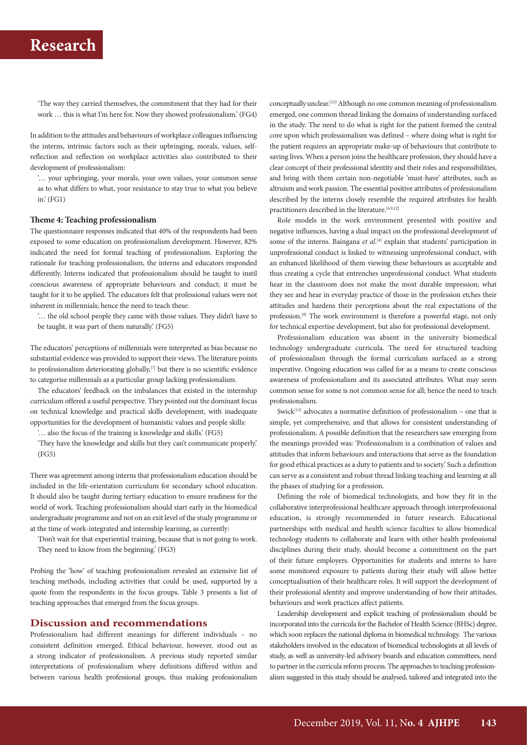'The way they carried themselves, the commitment that they had for their work … this is what I'm here for. Now they showed professionalism.' (FG4)

In addition to the attitudes and behaviours of workplace colleagues influencing the interns, intrinsic factors such as their upbringing, morals, values, self-reflection and reflection on workplace activities also contributed to their development of professionalism:

'… your upbringing, your morals, your own values, your common sense as to what differs to what, your resistance to stay true to what you believe in.' (FG1)

### Theme 4: Teaching professionalism

The questionnaire responses indicated that 40% of the respondents had been exposed to some education on professionalism development. However, 82% indicated the need for formal teaching of professionalism. Exploring the rationale for teaching professionalism, the interns and educators responded differently. Interns indicated that professionalism should be taught to instil conscious awareness of appropriate behaviours and conduct; it must be taught for it to be applied. The educators felt that professional values were not inherent in millennials; hence the need to teach these:

'… the old school people they came with those values. They didn't have to be taught, it was part of them naturally.' (FG5)

The educators' perceptions of millennials were interpreted as bias because no substantial evidence was provided to support their views. The literature points to professionalism deteriorating globally,[7] but there is no scientific evidence to categorise millennials as a particular group lacking professionalism.

The educators' feedback on the imbalances that existed in the internship curriculum offered a useful perspective. They pointed out the dominant focus on technical knowledge and practical skills development, with inadequate opportunities for the development of humanistic values and people skills:

'… also the focus of the training is knowledge and skills.' (FG5)

'They have the knowledge and skills but they can't communicate properly.' (FG5)

There was agreement among interns that professionalism education should be included in the life-orientation curriculum for secondary school education. It should also be taught during tertiary education to ensure readiness for the world of work. Teaching professionalism should start early in the biomedical undergraduate programme and not on an exit level of the study programme or at the time of work-integrated and internship learning, as currently:

'Don't wait for that experiential training, because that is not going to work. They need to know from the beginning.' (FG3)

Probing the 'how' of teaching professionalism revealed an extensive list of teaching methods, including activities that could be used, supported by a quote from the respondents in the focus groups. Table 3 presents a list of teaching approaches that emerged from the focus groups.

## Discussion and recommendations

Professionalism had different meanings for different individuals – no consistent definition emerged. Ethical behaviour, however, stood out as a strong indicator of professionalism. A previous study reported similar interpretations of professionalism where definitions differed within and between various health professional groups, thus making professionalism conceptually unclear.[12] Although no one common meaning of professionalism emerged, one common thread linking the domains of understanding surfaced in the study. The need to do what is right for the patient formed the central core upon which professionalism was defined – where doing what is right for the patient requires an appropriate make-up of behaviours that contribute to saving lives. When a person joins the healthcare profession, they should have a clear concept of their professional identity and their roles and responsibilities, and bring with them certain non-negotiable 'must-have' attributes, such as altruism and work passion. The essential positive attributes of professionalism described by the interns closely resemble the required attributes for health practitioners described in the literature.[4,9,12]

Role models in the work environment presented with positive and negative influences, having a dual impact on the professional development of some of the interns. Baingana *et al.*[4] explain that students' participation in unprofessional conduct is linked to witnessing unprofessional conduct, with an enhanced likelihood of them viewing these behaviours as acceptable and thus creating a cycle that entrenches unprofessional conduct. What students hear in the classroom does not make the most durable impression; what they see and hear in everyday practice of those in the profession etches their attitudes and hardens their perceptions about the real expectations of the profession.[9] The work environment is therefore a powerful stage, not only for technical expertise development, but also for professional development.

Professionalism education was absent in the university biomedical technology undergraduate curricula. The need for structured teaching of professionalism through the formal curriculum surfaced as a strong imperative. Ongoing education was called for as a means to create conscious awareness of professionalism and its associated attributes. What may seem common sense for some is not common sense for all; hence the need to teach professionalism.

Swick[13] advocates a normative definition of professionalism – one that is simple, yet comprehensive, and that allows for consistent understanding of professionalism. A possible definition that the researchers saw emerging from the meanings provided was: 'Professionalism is a combination of values and attitudes that inform behaviours and interactions that serve as the foundation for good ethical practices as a duty to patients and to society.' Such a definition can serve as a consistent and robust thread linking teaching and learning at all the phases of studying for a profession.

Defining the role of biomedical technologists, and how they fit in the collaborative interprofessional healthcare approach through interprofessional education, is strongly recommended in future research. Educational partnerships with medical and health science faculties to allow biomedical technology students to collaborate and learn with other health professional disciplines during their study, should become a commitment on the part of their future employers. Opportunities for students and interns to have some monitored exposure to patients during their study will allow better conceptualisation of their healthcare roles. It will support the development of their professional identity and improve understanding of how their attitudes, behaviours and work practices affect patients.

Leadership development and explicit teaching of professionalism should be incorporated into the curricula for the Bachelor of Health Science (BHSc) degree, which soon replaces the national diploma in biomedical technology. The various stakeholders involved in the education of biomedical technologists at all levels of study, as well as university-led advisory boards and education committees, need to partner in the curricula reform process. The approaches to teaching professionalism suggested in this study should be analysed, tailored and integrated into the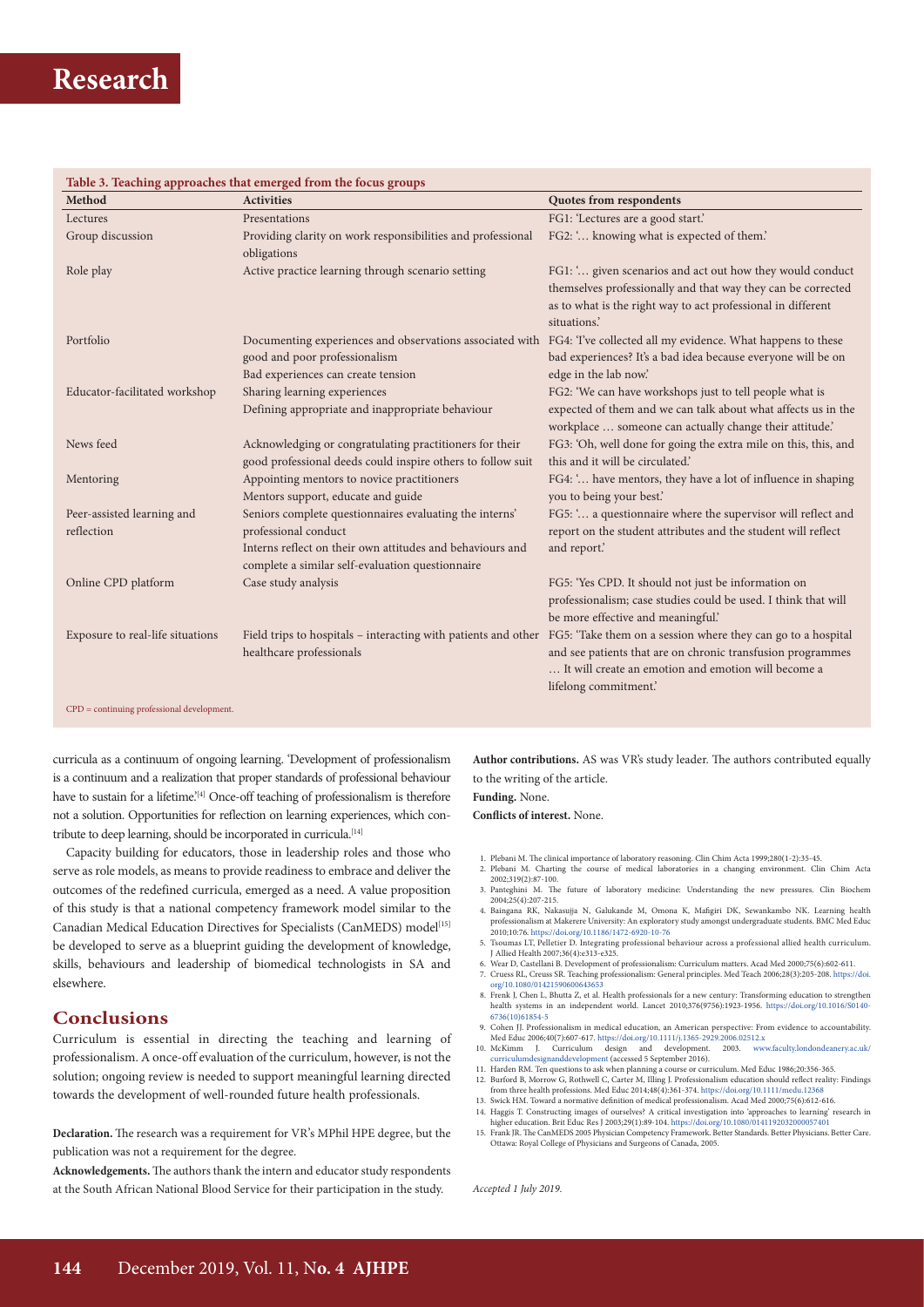**Table 3. Teaching approaches that emerged from the focus groups**

| Method | Activities | Quotes from respondents |
|---|---|---|
| Lectures | Presentations | FG1: 'Lectures are a good start.' |
| Group discussion | Providing clarity on work responsibilities and professional obligations | FG2: '… knowing what is expected of them.' |
| Role play | Active practice learning through scenario setting | FG1: '… given scenarios and act out how they would conduct themselves professionally and that way they can be corrected as to what is the right way to act professional in different situations.' |
| Portfolio | Documenting experiences and observations associated with good and poor professionalism<br>Bad experiences can create tension | FG4: 'I've collected all my evidence. What happens to these bad experiences? It's a bad idea because everyone will be on edge in the lab now.' |
| Educator-facilitated workshop | Sharing learning experiences<br>Defining appropriate and inappropriate behaviour | FG2: 'We can have workshops just to tell people what is expected of them and we can talk about what affects us in the workplace … someone can actually change their attitude.' |
| News feed | Acknowledging or congratulating practitioners for their good professional deeds could inspire others to follow suit | FG3: 'Oh, well done for going the extra mile on this, this, and this and it will be circulated.' |
| Mentoring | Appointing mentors to novice practitioners<br>Mentors support, educate and guide | FG4: '… have mentors, they have a lot of influence in shaping you to being your best.' |
| Peer-assisted learning and reflection | Seniors complete questionnaires evaluating the interns' professional conduct<br>Interns reflect on their own attitudes and behaviours and complete a similar self-evaluation questionnaire | FG5: '… a questionnaire where the supervisor will reflect and report on the student attributes and the student will reflect and report.' |
| Online CPD platform | Case study analysis | FG5: 'Yes CPD. It should not just be information on professionalism; case studies could be used. I think that will be more effective and meaningful.' |
| Exposure to real-life situations | Field trips to hospitals – interacting with patients and other healthcare professionals | FG5: 'Take them on a session where they can go to a hospital and see patients that are on chronic transfusion programmes … It will create an emotion and emotion will become a lifelong commitment.' |

CPD = continuing professional development.

curricula as a continuum of ongoing learning. 'Development of professionalism is a continuum and a realization that proper standards of professional behaviour have to sustain for a lifetime.'[4] Once-off teaching of professionalism is therefore not a solution. Opportunities for reflection on learning experiences, which contribute to deep learning, should be incorporated in curricula.[14]

Capacity building for educators, those in leadership roles and those who serve as role models, as means to provide readiness to embrace and deliver the outcomes of the redefined curricula, emerged as a need. A value proposition of this study is that a national competency framework model similar to the Canadian Medical Education Directives for Specialists (CanMEDS) model[15] be developed to serve as a blueprint guiding the development of knowledge, skills, behaviours and leadership of biomedical technologists in SA and elsewhere.

## Conclusions

Curriculum is essential in directing the teaching and learning of professionalism. A once-off evaluation of the curriculum, however, is not the solution; ongoing review is needed to support meaningful learning directed towards the development of well-rounded future health professionals.

**Declaration.** The research was a requirement for VR's MPhil HPE degree, but the publication was not a requirement for the degree.

**Acknowledgements.** The authors thank the intern and educator study respondents at the South African National Blood Service for their participation in the study.

**Author contributions.** AS was VR's study leader. The authors contributed equally to the writing of the article.

**Funding.** None.

**Conflicts of interest.** None.

1. Plebani M. The clinical importance of laboratory reasoning. Clin Chim Acta 1999;280(1-2):35-45.
2. Plebani M. Charting the course of medical laboratories in a changing environment. Clin Chim Acta 2002;319(2):87-100.
3. Panteghini M. The future of laboratory medicine: Understanding the new pressures. Clin Biochem 2004;25(4):207-215.
4. Baingana RK, Nakasujja N, Galukande M, Omona K, Mafigiri DK, Sewankambo NK. Learning health professionalism at Makerere University: An exploratory study amongst undergraduate students. BMC Med Educ 2010;10:76. https://doi.org/10.1186/1472-6920-10-76
5. Tsoumas LT, Pelletier D. Integrating professional behaviour across a professional allied health curriculum. J Allied Health 2007;36(4):e313-e325.
6. Wear D, Castellani B. Development of professionalism: Curriculum matters. Acad Med 2000;75(6):602-611.
7. Cruess RL, Creuss SR. Teaching professionalism: General principles. Med Teach 2006;28(3):205-208. https://doi.org/10.1080/01421590600643653
8. Frenk J, Chen L, Bhutta Z, et al. Health professionals for a new century: Transforming education to strengthen health systems in an independent world. Lancet 2010;376(9756):1923-1956. https://doi.org/10.1016/S0140-6736(10)61854-5
9. Cohen JJ. Professionalism in medical education, an American perspective: From evidence to accountability. Med Educ 2006;40(7):607-617. https://doi.org/10.1111/j.1365-2929.2006.02512.x
10. McKimm J. Curriculum design and development. 2003. www.faculty.londondeanery.ac.uk/curriculumdesignanddevelopment (accessed 5 September 2016).
11. Harden RM. Ten questions to ask when planning a course or curriculum. Med Educ 1986;20:356-365.
12. Burford B, Morrow G, Rothwell C, Carter M, Illing J. Professionalism education should reflect reality: Findings from three health professions. Med Educ 2014;48(4):361-374. https://doi.org/10.1111/medu.12368
13. Swick HM. Toward a normative definition of medical professionalism. Acad Med 2000;75(6):612-616.
14. Haggis T. Constructing images of ourselves? A critical investigation into 'approaches to learning' research in higher education. Brit Educ Res J 2003;29(1):89-104. https://doi.org/10.1080/0141192032000057401
15. Frank JR. The CanMEDS 2005 Physician Competency Framework. Better Standards. Better Physicians. Better Care. Ottawa: Royal College of Physicians and Surgeons of Canada, 2005.

*Accepted 1 July 2019.*